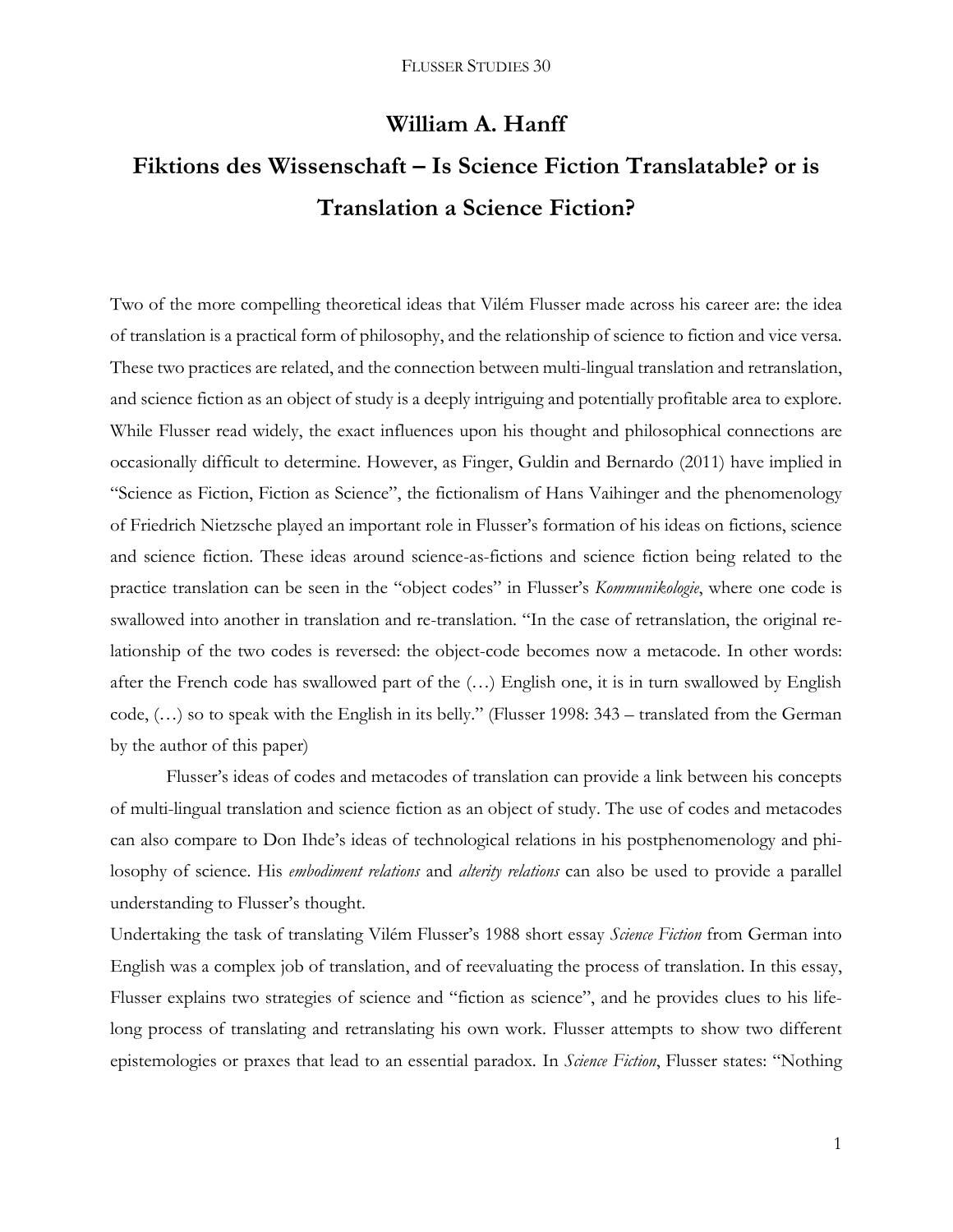# William A. Hanff

## Fiktions des Wissenschaft – Is Science Fiction Translatable? or is Translation a Science Fiction?

Two of the more compelling theoretical ideas that Vilém Flusser made across his career are: the idea of translation is a practical form of philosophy, and the relationship of science to fiction and vice versa. These two practices are related, and the connection between multi-lingual translation and retranslation, and science fiction as an object of study is a deeply intriguing and potentially profitable area to explore. While Flusser read widely, the exact influences upon his thought and philosophical connections are occasionally difficult to determine. However, as Finger, Guldin and Bernardo (2011) have implied in "Science as Fiction, Fiction as Science", the fictionalism of Hans Vaihinger and the phenomenology of Friedrich Nietzsche played an important role in Flusser's formation of his ideas on fictions, science and science fiction. These ideas around science-as-fictions and science fiction being related to the practice translation can be seen in the "object codes" in Flusser's *Kommunikologie*, where one code is swallowed into another in translation and re-translation. "In the case of retranslation, the original relationship of the two codes is reversed: the object-code becomes now a metacode. In other words: after the French code has swallowed part of the (…) English one, it is in turn swallowed by English code, (…) so to speak with the English in its belly." (Flusser 1998: 343 – translated from the German by the author of this paper)

Flusser's ideas of codes and metacodes of translation can provide a link between his concepts of multi-lingual translation and science fiction as an object of study. The use of codes and metacodes can also compare to Don Ihde's ideas of technological relations in his postphenomenology and philosophy of science. His *embodiment relations* and *alterity relations* can also be used to provide a parallel understanding to Flusser's thought.

Undertaking the task of translating Vilém Flusser's 1988 short essay *Science Fiction* from German into English was a complex job of translation, and of reevaluating the process of translation. In this essay, Flusser explains two strategies of science and "fiction as science", and he provides clues to his lifelong process of translating and retranslating his own work. Flusser attempts to show two different epistemologies or praxes that lead to an essential paradox. In *Science Fiction*, Flusser states: "Nothing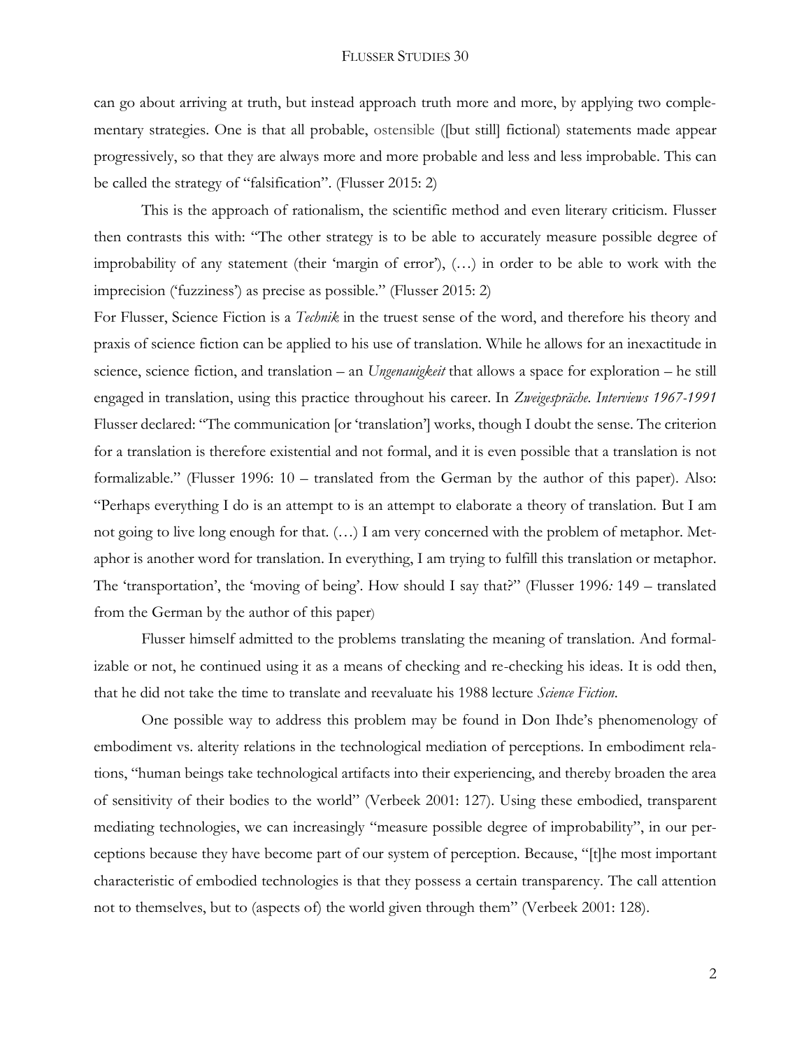can go about arriving at truth, but instead approach truth more and more, by applying two complementary strategies. One is that all probable, ostensible ([but still] fictional) statements made appear progressively, so that they are always more and more probable and less and less improbable. This can be called the strategy of "falsification". (Flusser 2015: 2)

This is the approach of rationalism, the scientific method and even literary criticism. Flusser then contrasts this with: "The other strategy is to be able to accurately measure possible degree of improbability of any statement (their 'margin of error'), (…) in order to be able to work with the imprecision ('fuzziness') as precise as possible." (Flusser 2015: 2)

For Flusser, Science Fiction is a *Technik* in the truest sense of the word, and therefore his theory and praxis of science fiction can be applied to his use of translation. While he allows for an inexactitude in science, science fiction, and translation – an *Ungenauigkeit* that allows a space for exploration – he still engaged in translation, using this practice throughout his career. In *Zweigespräche. Interviews 1967-1991* Flusser declared: "The communication [or 'translation'] works, though I doubt the sense. The criterion for a translation is therefore existential and not formal, and it is even possible that a translation is not formalizable." (Flusser 1996: 10 – translated from the German by the author of this paper). Also: "Perhaps everything I do is an attempt to is an attempt to elaborate a theory of translation. But I am not going to live long enough for that. (…) I am very concerned with the problem of metaphor. Metaphor is another word for translation. In everything, I am trying to fulfill this translation or metaphor. The 'transportation', the 'moving of being'. How should I say that?" (Flusser 1996*:* 149 – translated from the German by the author of this paper)

Flusser himself admitted to the problems translating the meaning of translation. And formalizable or not, he continued using it as a means of checking and re-checking his ideas. It is odd then, that he did not take the time to translate and reevaluate his 1988 lecture *Science Fiction*.

One possible way to address this problem may be found in Don Ihde's phenomenology of embodiment vs. alterity relations in the technological mediation of perceptions. In embodiment relations, "human beings take technological artifacts into their experiencing, and thereby broaden the area of sensitivity of their bodies to the world" (Verbeek 2001: 127). Using these embodied, transparent mediating technologies, we can increasingly "measure possible degree of improbability", in our perceptions because they have become part of our system of perception. Because, "[t]he most important characteristic of embodied technologies is that they possess a certain transparency. The call attention not to themselves, but to (aspects of) the world given through them" (Verbeek 2001: 128).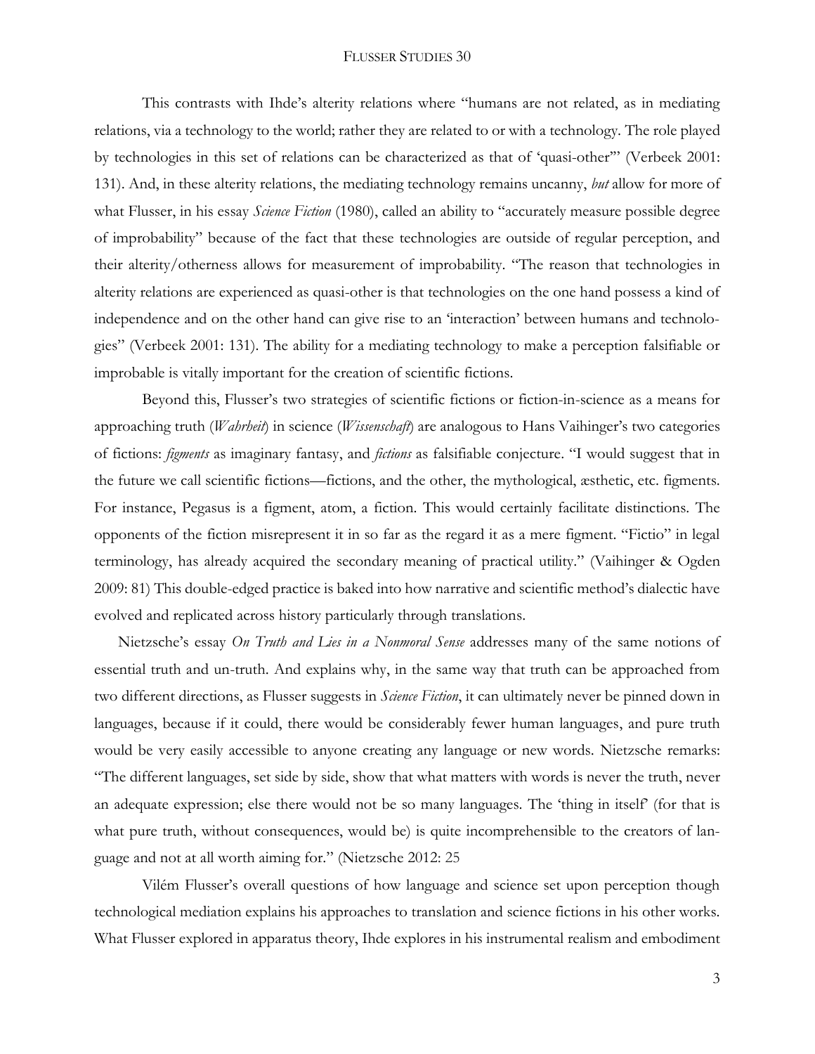This contrasts with Ihde's alterity relations where "humans are not related, as in mediating relations, via a technology to the world; rather they are related to or with a technology. The role played by technologies in this set of relations can be characterized as that of 'quasi-other'" (Verbeek 2001: 131). And, in these alterity relations, the mediating technology remains uncanny, *but* allow for more of what Flusser, in his essay *Science Fiction* (1980), called an ability to "accurately measure possible degree of improbability" because of the fact that these technologies are outside of regular perception, and their alterity/otherness allows for measurement of improbability. "The reason that technologies in alterity relations are experienced as quasi-other is that technologies on the one hand possess a kind of independence and on the other hand can give rise to an 'interaction' between humans and technologies" (Verbeek 2001: 131). The ability for a mediating technology to make a perception falsifiable or improbable is vitally important for the creation of scientific fictions.

Beyond this, Flusser's two strategies of scientific fictions or fiction-in-science as a means for approaching truth (*Wahrheit*) in science (*Wissenschaft*) are analogous to Hans Vaihinger's two categories of fictions: *figments* as imaginary fantasy, and *fictions* as falsifiable conjecture. "I would suggest that in the future we call scientific fictions—fictions, and the other, the mythological, æsthetic, etc. figments. For instance, Pegasus is a figment, atom, a fiction. This would certainly facilitate distinctions. The opponents of the fiction misrepresent it in so far as the regard it as a mere figment. "Fictio" in legal terminology, has already acquired the secondary meaning of practical utility." (Vaihinger & Ogden 2009: 81) This double-edged practice is baked into how narrative and scientific method's dialectic have evolved and replicated across history particularly through translations.

Nietzsche's essay *On Truth and Lies in a Nonmoral Sense* addresses many of the same notions of essential truth and un-truth. And explains why, in the same way that truth can be approached from two different directions, as Flusser suggests in *Science Fiction*, it can ultimately never be pinned down in languages, because if it could, there would be considerably fewer human languages, and pure truth would be very easily accessible to anyone creating any language or new words. Nietzsche remarks: "The different languages, set side by side, show that what matters with words is never the truth, never an adequate expression; else there would not be so many languages. The 'thing in itself' (for that is what pure truth, without consequences, would be) is quite incomprehensible to the creators of language and not at all worth aiming for." (Nietzsche 2012: 25

Vilém Flusser's overall questions of how language and science set upon perception though technological mediation explains his approaches to translation and science fictions in his other works. What Flusser explored in apparatus theory, Ihde explores in his instrumental realism and embodiment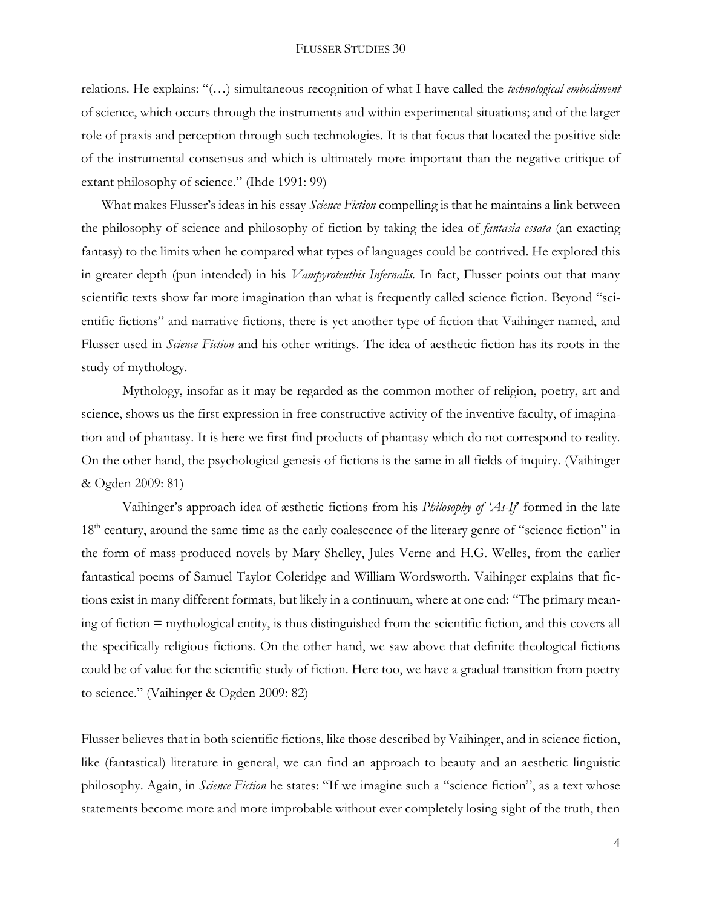relations. He explains: "(…) simultaneous recognition of what I have called the *technological embodiment* of science, which occurs through the instruments and within experimental situations; and of the larger role of praxis and perception through such technologies. It is that focus that located the positive side of the instrumental consensus and which is ultimately more important than the negative critique of extant philosophy of science." (Ihde 1991: 99)

What makes Flusser's ideas in his essay *Science Fiction* compelling is that he maintains a link between the philosophy of science and philosophy of fiction by taking the idea of *fantasia essata* (an exacting fantasy) to the limits when he compared what types of languages could be contrived. He explored this in greater depth (pun intended) in his *Vampyroteuthis Infernalis*. In fact, Flusser points out that many scientific texts show far more imagination than what is frequently called science fiction. Beyond "scientific fictions" and narrative fictions, there is yet another type of fiction that Vaihinger named, and Flusser used in *Science Fiction* and his other writings. The idea of aesthetic fiction has its roots in the study of mythology.

> Mythology, insofar as it may be regarded as the common mother of religion, poetry, art and science, shows us the first expression in free constructive activity of the inventive faculty, of imagination and of phantasy. It is here we first find products of phantasy which do not correspond to reality. On the other hand, the psychological genesis of fictions is the same in all fields of inquiry. (Vaihinger & Ogden 2009: 81)

Vaihinger's approach idea of æsthetic fictions from his *Philosophy of 'As-If'* formed in the late 18[th] century, around the same time as the early coalescence of the literary genre of "science fiction" in the form of mass-produced novels by Mary Shelley, Jules Verne and H.G. Welles, from the earlier fantastical poems of Samuel Taylor Coleridge and William Wordsworth. Vaihinger explains that fictions exist in many different formats, but likely in a continuum, where at one end: "The primary meaning of fiction = mythological entity, is thus distinguished from the scientific fiction, and this covers all the specifically religious fictions. On the other hand, we saw above that definite theological fictions could be of value for the scientific study of fiction. Here too, we have a gradual transition from poetry to science." (Vaihinger & Ogden 2009: 82)

Flusser believes that in both scientific fictions, like those described by Vaihinger, and in science fiction, like (fantastical) literature in general, we can find an approach to beauty and an aesthetic linguistic philosophy. Again, in *Science Fiction* he states: "If we imagine such a "science fiction", as a text whose statements become more and more improbable without ever completely losing sight of the truth, then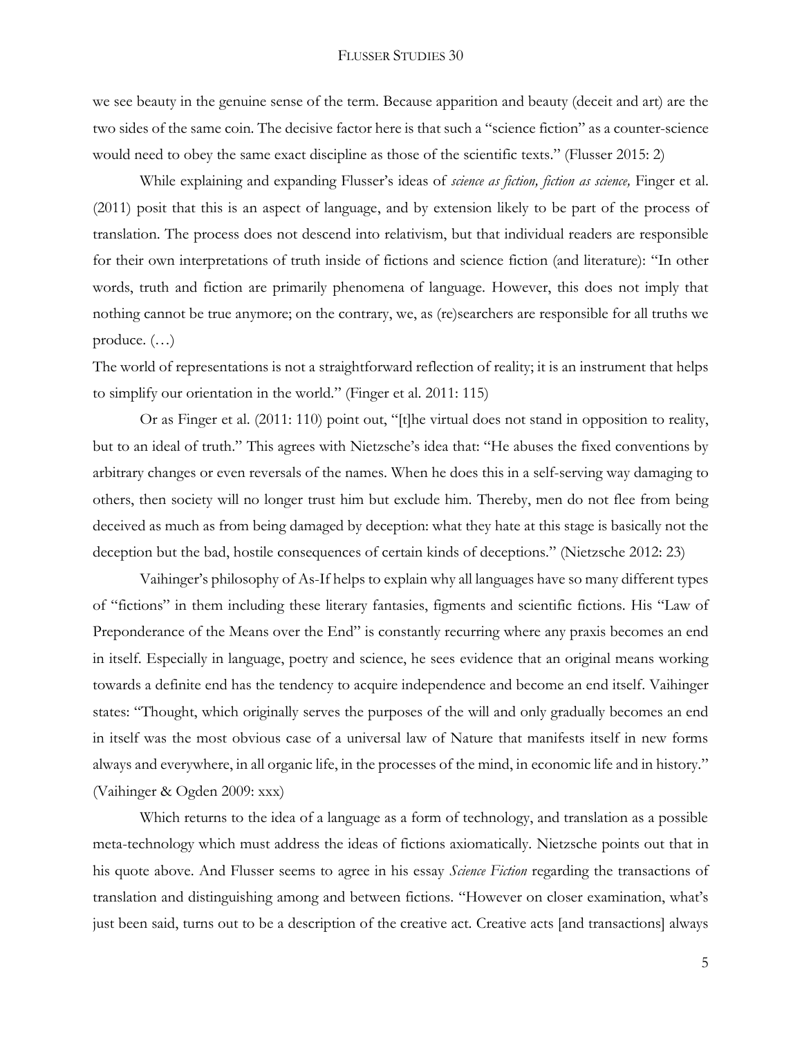we see beauty in the genuine sense of the term. Because apparition and beauty (deceit and art) are the two sides of the same coin. The decisive factor here is that such a "science fiction" as a counter-science would need to obey the same exact discipline as those of the scientific texts." (Flusser 2015: 2)

While explaining and expanding Flusser's ideas of *science as fiction, fiction as science,* Finger et al. (2011) posit that this is an aspect of language, and by extension likely to be part of the process of translation. The process does not descend into relativism, but that individual readers are responsible for their own interpretations of truth inside of fictions and science fiction (and literature): "In other words, truth and fiction are primarily phenomena of language. However, this does not imply that nothing cannot be true anymore; on the contrary, we, as (re)searchers are responsible for all truths we produce. (…)
The world of representations is not a straightforward reflection of reality; it is an instrument that helps to simplify our orientation in the world." (Finger et al. 2011: 115)

Or as Finger et al. (2011: 110) point out, "[t]he virtual does not stand in opposition to reality, but to an ideal of truth." This agrees with Nietzsche's idea that: "He abuses the fixed conventions by arbitrary changes or even reversals of the names. When he does this in a self-serving way damaging to others, then society will no longer trust him but exclude him. Thereby, men do not flee from being deceived as much as from being damaged by deception: what they hate at this stage is basically not the deception but the bad, hostile consequences of certain kinds of deceptions." (Nietzsche 2012: 23)

Vaihinger's philosophy of As-If helps to explain why all languages have so many different types of "fictions" in them including these literary fantasies, figments and scientific fictions. His "Law of Preponderance of the Means over the End" is constantly recurring where any praxis becomes an end in itself. Especially in language, poetry and science, he sees evidence that an original means working towards a definite end has the tendency to acquire independence and become an end itself. Vaihinger states: "Thought, which originally serves the purposes of the will and only gradually becomes an end in itself was the most obvious case of a universal law of Nature that manifests itself in new forms always and everywhere, in all organic life, in the processes of the mind, in economic life and in history." (Vaihinger & Ogden 2009: xxx)

Which returns to the idea of a language as a form of technology, and translation as a possible meta-technology which must address the ideas of fictions axiomatically. Nietzsche points out that in his quote above. And Flusser seems to agree in his essay *Science Fiction* regarding the transactions of translation and distinguishing among and between fictions. "However on closer examination, what's just been said, turns out to be a description of the creative act. Creative acts [and transactions] always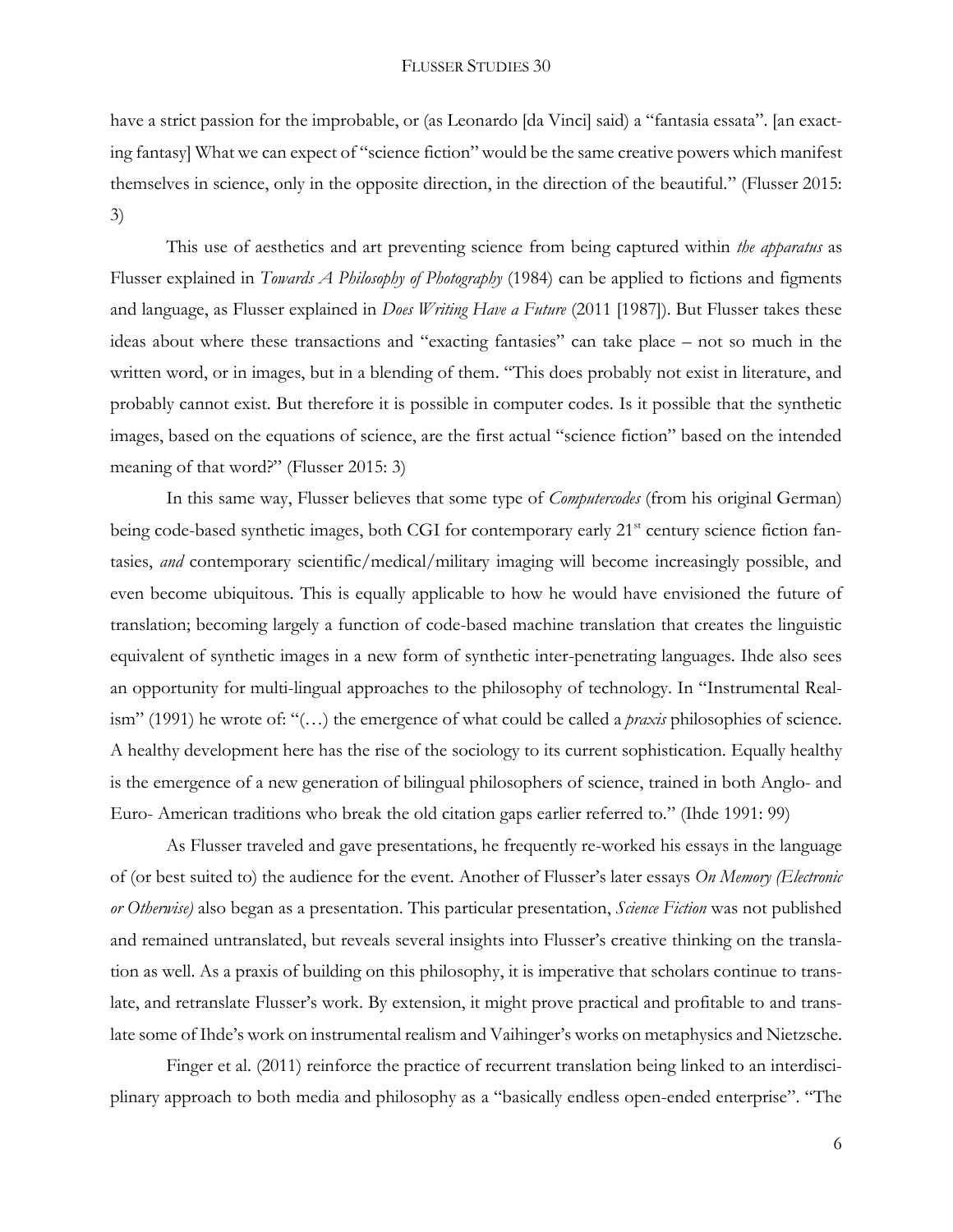have a strict passion for the improbable, or (as Leonardo [da Vinci] said) a "fantasia essata". [an exacting fantasy] What we can expect of "science fiction" would be the same creative powers which manifest themselves in science, only in the opposite direction, in the direction of the beautiful." (Flusser 2015: 3)

This use of aesthetics and art preventing science from being captured within *the apparatus* as Flusser explained in *Towards A Philosophy of Photography* (1984) can be applied to fictions and figments and language, as Flusser explained in *Does Writing Have a Future* (2011 [1987]). But Flusser takes these ideas about where these transactions and "exacting fantasies" can take place – not so much in the written word, or in images, but in a blending of them. "This does probably not exist in literature, and probably cannot exist. But therefore it is possible in computer codes. Is it possible that the synthetic images, based on the equations of science, are the first actual "science fiction" based on the intended meaning of that word?" (Flusser 2015: 3)

In this same way, Flusser believes that some type of *Computercodes* (from his original German) being code-based synthetic images, both CGI for contemporary early 21st century science fiction fantasies, *and* contemporary scientific/medical/military imaging will become increasingly possible, and even become ubiquitous. This is equally applicable to how he would have envisioned the future of translation; becoming largely a function of code-based machine translation that creates the linguistic equivalent of synthetic images in a new form of synthetic inter-penetrating languages. Ihde also sees an opportunity for multi-lingual approaches to the philosophy of technology. In "Instrumental Realism" (1991) he wrote of: "(…) the emergence of what could be called a *praxis* philosophies of science. A healthy development here has the rise of the sociology to its current sophistication. Equally healthy is the emergence of a new generation of bilingual philosophers of science, trained in both Anglo- and Euro- American traditions who break the old citation gaps earlier referred to." (Ihde 1991: 99)

As Flusser traveled and gave presentations, he frequently re-worked his essays in the language of (or best suited to) the audience for the event. Another of Flusser's later essays *On Memory (Electronic or Otherwise)* also began as a presentation. This particular presentation, *Science Fiction* was not published and remained untranslated, but reveals several insights into Flusser's creative thinking on the translation as well. As a praxis of building on this philosophy, it is imperative that scholars continue to translate, and retranslate Flusser's work. By extension, it might prove practical and profitable to and translate some of Ihde's work on instrumental realism and Vaihinger's works on metaphysics and Nietzsche.

Finger et al. (2011) reinforce the practice of recurrent translation being linked to an interdisciplinary approach to both media and philosophy as a "basically endless open-ended enterprise". "The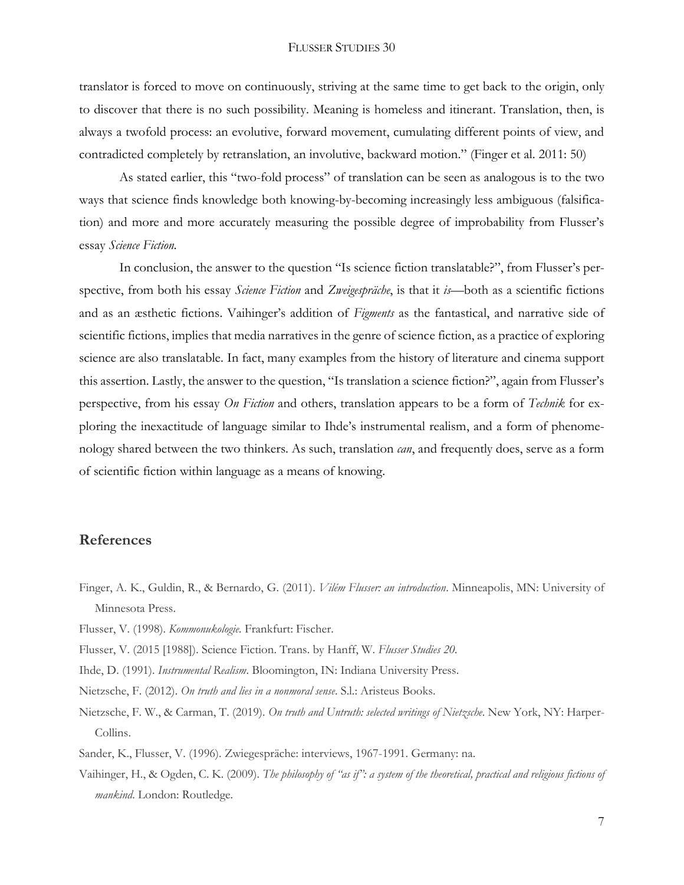translator is forced to move on continuously, striving at the same time to get back to the origin, only to discover that there is no such possibility. Meaning is homeless and itinerant. Translation, then, is always a twofold process: an evolutive, forward movement, cumulating different points of view, and contradicted completely by retranslation, an involutive, backward motion." (Finger et al. 2011: 50)

As stated earlier, this "two-fold process" of translation can be seen as analogous is to the two ways that science finds knowledge both knowing-by-becoming increasingly less ambiguous (falsification) and more and more accurately measuring the possible degree of improbability from Flusser's essay *Science Fiction.*

In conclusion, the answer to the question "Is science fiction translatable?", from Flusser's perspective, from both his essay *Science Fiction* and *Zweigespräche*, is that it *is*—both as a scientific fictions and as an æsthetic fictions. Vaihinger's addition of *Figments* as the fantastical, and narrative side of scientific fictions, implies that media narratives in the genre of science fiction, as a practice of exploring science are also translatable. In fact, many examples from the history of literature and cinema support this assertion. Lastly, the answer to the question, "Is translation a science fiction?", again from Flusser's perspective, from his essay *On Fiction* and others, translation appears to be a form of *Technik* for exploring the inexactitude of language similar to Ihde's instrumental realism, and a form of phenomenology shared between the two thinkers. As such, translation *can*, and frequently does, serve as a form of scientific fiction within language as a means of knowing.

## References

Finger, A. K., Guldin, R., & Bernardo, G. (2011). *Vilém Flusser: an introduction*. Minneapolis, MN: University of Minnesota Press.

Flusser, V. (1998). *Kommonukologie*. Frankfurt: Fischer.

Flusser, V. (2015 [1988]). Science Fiction. Trans. by Hanff, W. *Flusser Studies 20*.

Ihde, D. (1991). *Instrumental Realism*. Bloomington, IN: Indiana University Press.

Nietzsche, F. (2012). *On truth and lies in a nonmoral sense*. S.l.: Aristeus Books.

Nietzsche, F. W., & Carman, T. (2019). *On truth and Untruth: selected writings of Nietzsche*. New York, NY: HarperCollins.

Sander, K., Flusser, V. (1996). Zwiegespräche: interviews, 1967-1991. Germany: na.

Vaihinger, H., & Ogden, C. K. (2009). *The philosophy of "as if": a system of the theoretical, practical and religious fictions of mankind*. London: Routledge.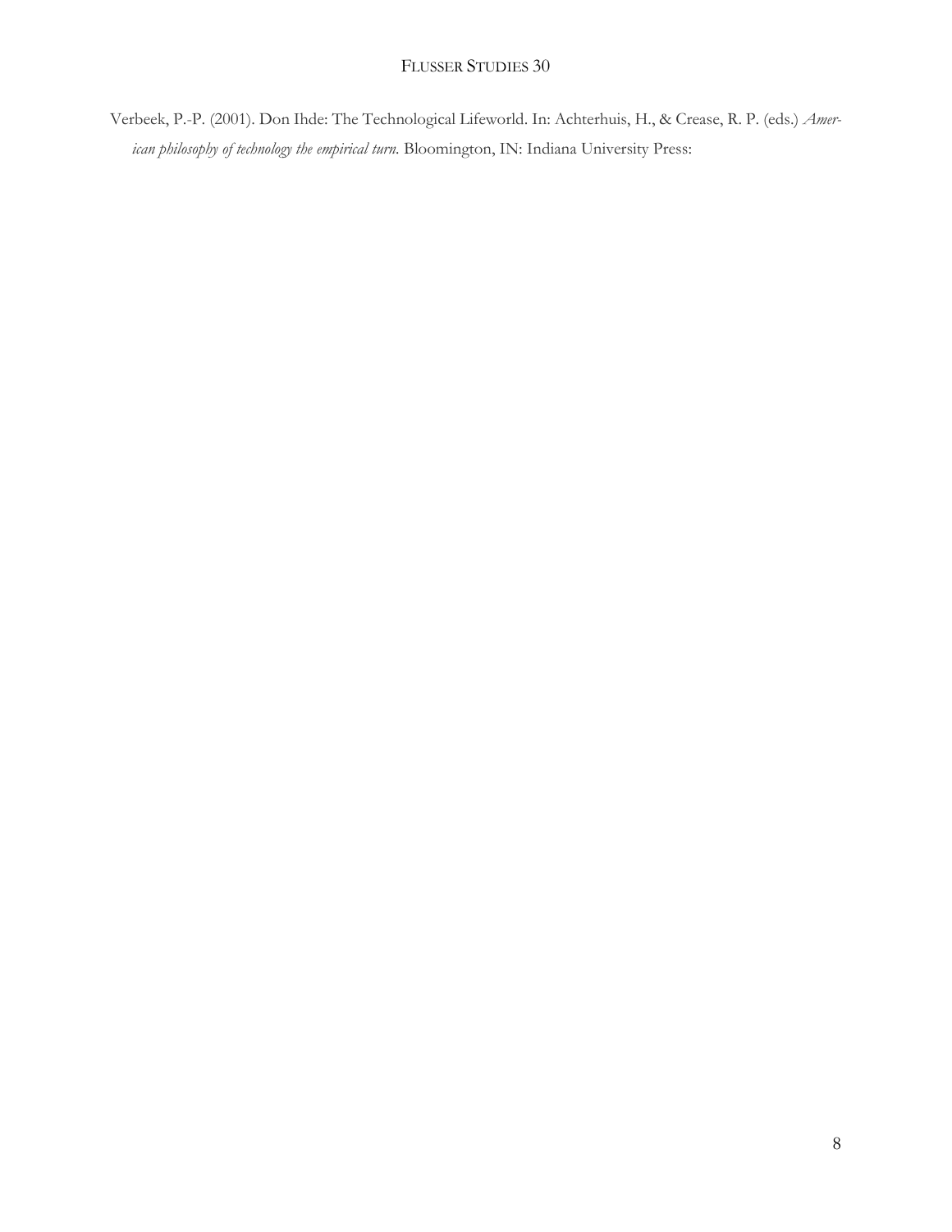Verbeek, P.-P. (2001). Don Ihde: The Technological Lifeworld. In: Achterhuis, H., & Crease, R. P. (eds.) *American philosophy of technology the empirical turn*. Bloomington, IN: Indiana University Press: